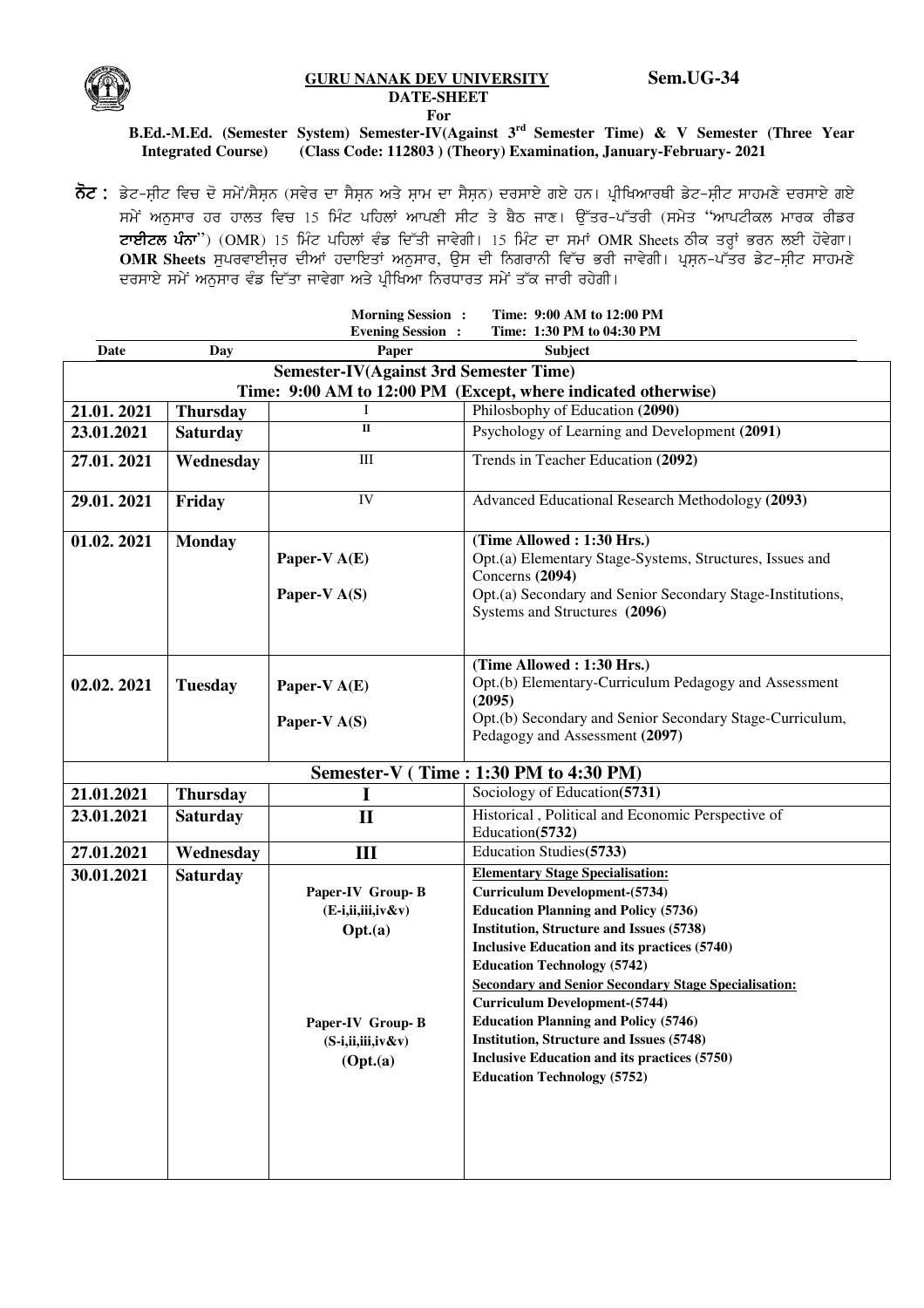**GURU NANAK DEV UNIVERSITY** **Sem.UG-34**

**DATE-SHEET**

**For**

**B.Ed.-M.Ed. (Semester System) Semester-IV(Against 3rd Semester Time) & V Semester (Three Year Integrated Course) (Class Code: 112803 ) (Theory) Examination, January-February- 2021**

**ਨੋਟ :** ਡੇਟ-ਸ਼ੀਟ ਵਿਚ ਦੋ ਸਮੇਂ/ਸੈਸ਼ਨ (ਸਵੇਰ ਦਾ ਸੈਸ਼ਨ ਅਤੇ ਸ਼ਾਮ ਦਾ ਸੈਸ਼ਨ) ਦਰਸਾਏ ਗਏ ਹਨ। ਪ੍ਰੀਖਿਆਰਥੀ ਡੇਟ-ਸ਼ੀਟ ਸਾਹਮਣੇ ਦਰਸਾਏ ਗਏ ਸਮੇਂ ਅਨੁਸਾਰ ਹਰ ਹਾਲਤ ਵਿਚ 15 ਮਿੰਟ ਪਹਿਲਾਂ ਆਪਣੀ ਸੀਟ ਤੇ ਬੈਠ ਜਾਣ। ਉੱਤਰ-ਪੱਤਰੀ (ਸਮੇਤ "ਆਪਟੀਕਲ ਮਾਰਕ ਰੀਡਰ **ਟਾਈਟਲ ਪੰਨਾ**") (OMR) 15 ਮਿੰਟ ਪਹਿਲਾਂ ਵੰਡ ਦਿੱਤੀ ਜਾਵੇਗੀ। 15 ਮਿੰਟ ਦਾ ਸਮਾਂ OMR Sheets ਠੀਕ ਤਰ੍ਹਾਂ ਭਰਨ ਲਈ ਹੋਵੇਗਾ। **OMR Sheets** ਸੁਪਰਵਾਈਜ਼ਰ ਦੀਆਂ ਹਦਾਇਤਾਂ ਅਨੁਸਾਰ, ਉਸ ਦੀ ਨਿਗਰਾਨੀ ਵਿੱਚ ਭਰੀ ਜਾਵੇਗੀ। ਪ੍ਰਸ਼ਨ-ਪੱਤਰ ਡੇਟ-ਸ਼ੀਟ ਸਾਹਮਣੇ ਦਰਸਾਏ ਸਮੇਂ ਅਨੁਸਾਰ ਵੰਡ ਦਿੱਤਾ ਜਾਵੇਗਾ ਅਤੇ ਪ੍ਰੀਖਿਆ ਨਿਰਧਾਰਤ ਸਮੇਂ ਤੱਕ ਜਾਰੀ ਰਹੇਗੀ।

**Morning Session : Time: 9:00 AM to 12:00 PM**
**Evening Session : Time: 1:30 PM to 04:30 PM**

| Date | Day | Paper | Subject |
|---|---|---|---|
| | | | **Semester-IV(Against 3rd Semester Time)** **Time: 9:00 AM to 12:00 PM (Except, where indicated otherwise)** |
| **21.01. 2021** | **Thursday** | I | Philosbophy of Education **(2090)** |
| **23.01.2021** | **Saturday** | II | Psychology of Learning and Development **(2091)** |
| **27.01. 2021** | **Wednesday** | III | Trends in Teacher Education **(2092)** |
| **29.01. 2021** | **Friday** | IV | Advanced Educational Research Methodology **(2093)** |
| **01.02. 2021** | **Monday** | **Paper-V A(E)**<br>**Paper-V A(S)** | **(Time Allowed : 1:30 Hrs.)**<br>Opt.(a) Elementary Stage-Systems, Structures, Issues and Concerns **(2094)**<br>Opt.(a) Secondary and Senior Secondary Stage-Institutions, Systems and Structures **(2096)** |
| **02.02. 2021** | **Tuesday** | **Paper-V A(E)**<br>**Paper-V A(S)** | **(Time Allowed : 1:30 Hrs.)**<br>Opt.(b) Elementary-Curriculum Pedagogy and Assessment **(2095)**<br>Opt.(b) Secondary and Senior Secondary Stage-Curriculum, Pedagogy and Assessment **(2097)** |
| | | | **Semester-V ( Time : 1:30 PM to 4:30 PM)** |
| **21.01.2021** | **Thursday** | **I** | Sociology of Education**(5731)** |
| **23.01.2021** | **Saturday** | **II** | Historical , Political and Economic Perspective of Education**(5732)** |
| **27.01.2021** | **Wednesday** | **III** | Education Studies**(5733)** |
| **30.01.2021** | **Saturday** | **Paper-IV Group- B**<br>**(E-i,ii,iii,iv&v)**<br>**Opt.(a)**<br><br>**Paper-IV Group- B**<br>**(S-i,ii,iii,iv&v)**<br>**(Opt.(a)** | **Elementary Stage Specialisation:**<br>**Curriculum Development-(5734)**<br>**Education Planning and Policy (5736)**<br>**Institution, Structure and Issues (5738)**<br>**Inclusive Education and its practices (5740)**<br>**Education Technology (5742)**<br>**Secondary and Senior Secondary Stage Specialisation:**<br>**Curriculum Development-(5744)**<br>**Education Planning and Policy (5746)**<br>**Institution, Structure and Issues (5748)**<br>**Inclusive Education and its practices (5750)**<br>**Education Technology (5752)** |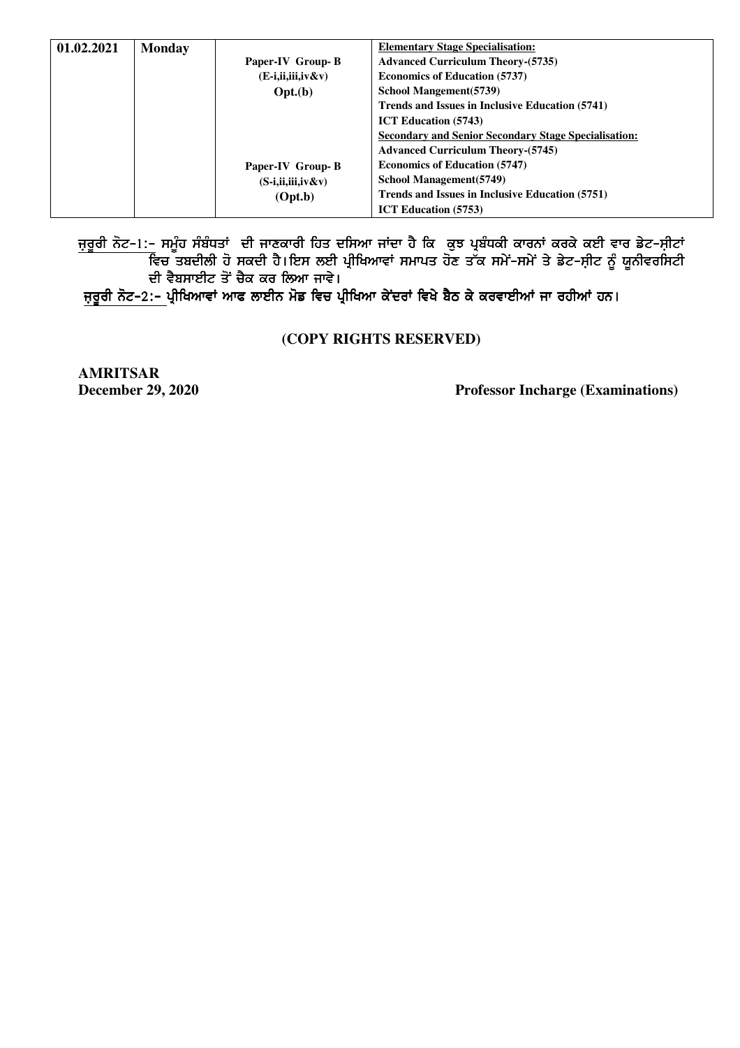| | | | |
|---|---|---|---|
| **01.02.2021** | **Monday** | | **Elementary Stage Specialisation:** |
| | | **Paper-IV Group- B** | **Advanced Curriculum Theory-(5735)** |
| | | **(E-i,ii,iii,iv&v)** | **Economics of Education (5737)** |
| | | **Opt.(b)** | **School Mangement(5739)** |
| | | | **Trends and Issues in Inclusive Education (5741)** |
| | | | **ICT Education (5743)** |
| | | | **Secondary and Senior Secondary Stage Specialisation:** |
| | | | **Advanced Curriculum Theory-(5745)** |
| | | **Paper-IV Group- B** | **Economics of Education (5747)** |
| | | **(S-i,ii,iii,iv&v)** | **School Management(5749)** |
| | | **(Opt.b)** | **Trends and Issues in Inclusive Education (5751)** |
| | | | **ICT Education (5753)** |

**ਜ਼ਰੂਰੀ ਨੋਟ-1:-** ਸਮੂੰਹ ਸੰਬੰਧਤਾਂ ਦੀ ਜਾਣਕਾਰੀ ਹਿਤ ਦਸਿਆ ਜਾਂਦਾ ਹੈ ਕਿ ਕੁਝ ਪ੍ਰਬੰਧਕੀ ਕਾਰਨਾਂ ਕਰਕੇ ਕਈ ਵਾਰ ਡੇਟ-ਸ਼ੀਟਾਂ ਵਿਚ ਤਬਦੀਲੀ ਹੋ ਸਕਦੀ ਹੈ।ਇਸ ਲਈ ਪ੍ਰੀਖਿਆਵਾਂ ਸਮਾਪਤ ਹੋਣ ਤੱਕ ਸਮੇਂ-ਸਮੇਂ ਤੇ ਡੇਟ-ਸ਼ੀਟ ਨੂੰ ਯੂਨੀਵਰਸਿਟੀ ਦੀ ਵੈਬਸਾਈਟ ਤੋਂ ਚੈਕ ਕਰ ਲਿਆ ਜਾਵੇ।

**ਜ਼ਰੂਰੀ ਨੋਟ-2:- ਪ੍ਰੀਖਿਆਵਾਂ ਆਫ ਲਾਈਨ ਮੋਡ ਵਿਚ ਪ੍ਰੀਖਿਆ ਕੇਂਦਰਾਂ ਵਿਖੇ ਬੈਠ ਕੇ ਕਰਵਾਈਆਂ ਜਾ ਰਹੀਆਂ ਹਨ।**

**(COPY RIGHTS RESERVED)**

**AMRITSAR**
**December 29, 2020** **Professor Incharge (Examinations)**